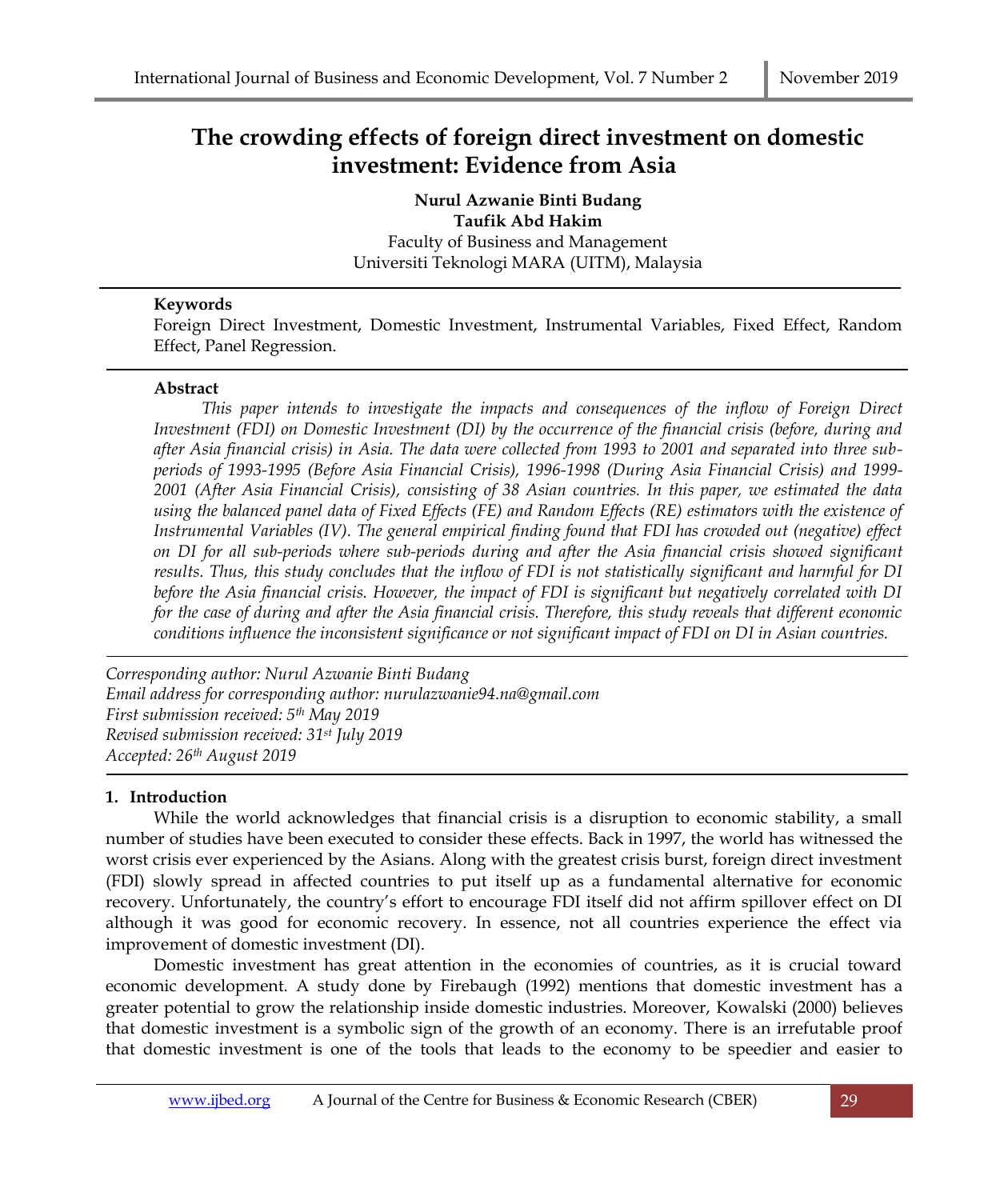# The crowding effects of foreign direct investment on domestic investment: Evidence from Asia

**Nurul Azwanie Binti Budang**
**Taufik Abd Hakim**
Faculty of Business and Management
Universiti Teknologi MARA (UITM), Malaysia

**Keywords**

Foreign Direct Investment, Domestic Investment, Instrumental Variables, Fixed Effect, Random Effect, Panel Regression.

**Abstract**

*This paper intends to investigate the impacts and consequences of the inflow of Foreign Direct Investment (FDI) on Domestic Investment (DI) by the occurrence of the financial crisis (before, during and after Asia financial crisis) in Asia. The data were collected from 1993 to 2001 and separated into three sub-periods of 1993-1995 (Before Asia Financial Crisis), 1996-1998 (During Asia Financial Crisis) and 1999-2001 (After Asia Financial Crisis), consisting of 38 Asian countries. In this paper, we estimated the data using the balanced panel data of Fixed Effects (FE) and Random Effects (RE) estimators with the existence of Instrumental Variables (IV). The general empirical finding found that FDI has crowded out (negative) effect on DI for all sub-periods where sub-periods during and after the Asia financial crisis showed significant results. Thus, this study concludes that the inflow of FDI is not statistically significant and harmful for DI before the Asia financial crisis. However, the impact of FDI is significant but negatively correlated with DI for the case of during and after the Asia financial crisis. Therefore, this study reveals that different economic conditions influence the inconsistent significance or not significant impact of FDI on DI in Asian countries.*

*Corresponding author: Nurul Azwanie Binti Budang*
*Email address for corresponding author: nurulazwanie94.na@gmail.com*
*First submission received: 5th May 2019*
*Revised submission received: 31st July 2019*
*Accepted: 26th August 2019*

## 1. Introduction

While the world acknowledges that financial crisis is a disruption to economic stability, a small number of studies have been executed to consider these effects. Back in 1997, the world has witnessed the worst crisis ever experienced by the Asians. Along with the greatest crisis burst, foreign direct investment (FDI) slowly spread in affected countries to put itself up as a fundamental alternative for economic recovery. Unfortunately, the country's effort to encourage FDI itself did not affirm spillover effect on DI although it was good for economic recovery. In essence, not all countries experience the effect via improvement of domestic investment (DI).

Domestic investment has great attention in the economies of countries, as it is crucial toward economic development. A study done by Firebaugh (1992) mentions that domestic investment has a greater potential to grow the relationship inside domestic industries. Moreover, Kowalski (2000) believes that domestic investment is a symbolic sign of the growth of an economy. There is an irrefutable proof that domestic investment is one of the tools that leads to the economy to be speedier and easier to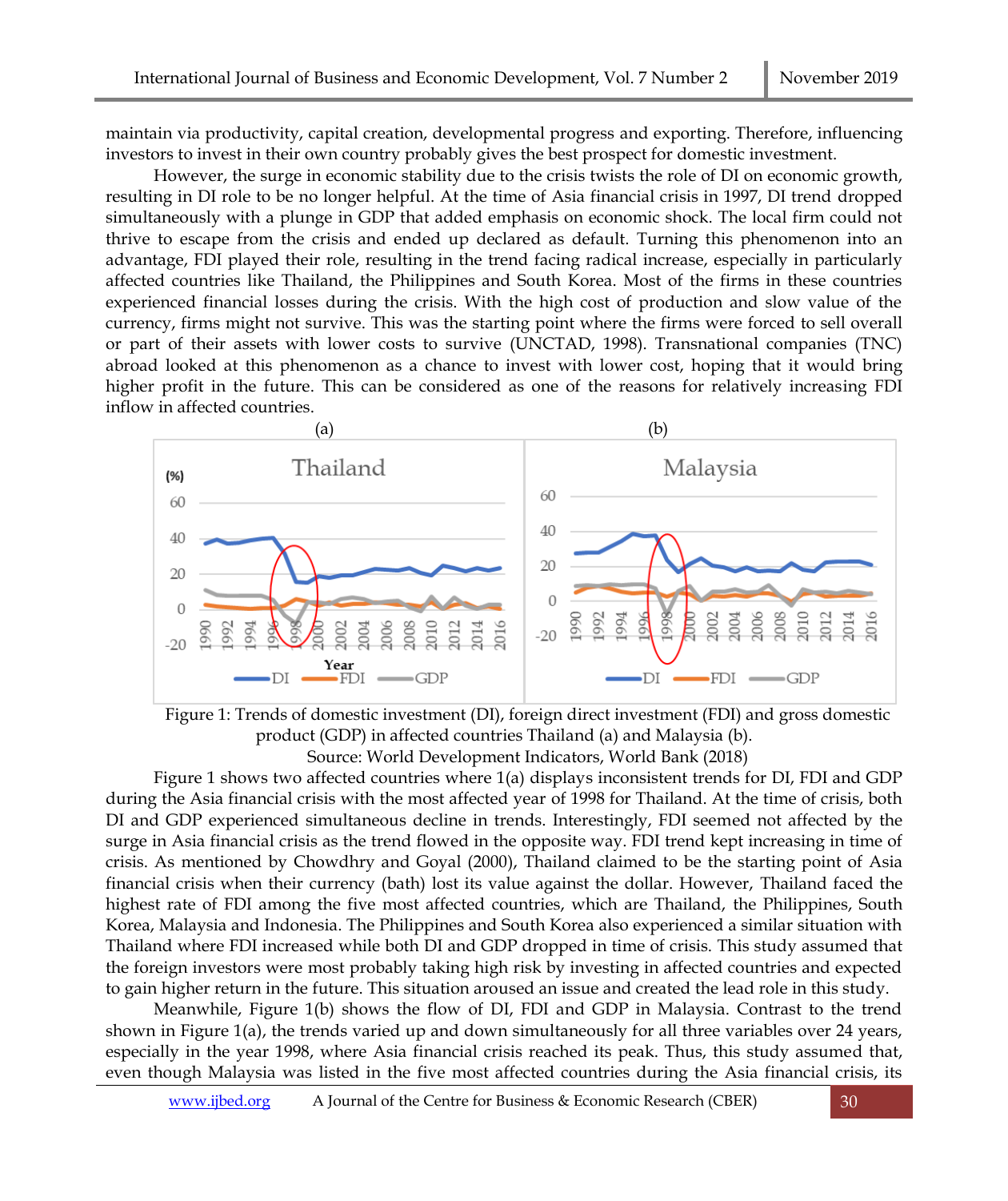maintain via productivity, capital creation, developmental progress and exporting. Therefore, influencing investors to invest in their own country probably gives the best prospect for domestic investment.

However, the surge in economic stability due to the crisis twists the role of DI on economic growth, resulting in DI role to be no longer helpful. At the time of Asia financial crisis in 1997, DI trend dropped simultaneously with a plunge in GDP that added emphasis on economic shock. The local firm could not thrive to escape from the crisis and ended up declared as default. Turning this phenomenon into an advantage, FDI played their role, resulting in the trend facing radical increase, especially in particularly affected countries like Thailand, the Philippines and South Korea. Most of the firms in these countries experienced financial losses during the crisis. With the high cost of production and slow value of the currency, firms might not survive. This was the starting point where the firms were forced to sell overall or part of their assets with lower costs to survive (UNCTAD, 1998). Transnational companies (TNC) abroad looked at this phenomenon as a chance to invest with lower cost, hoping that it would bring higher profit in the future. This can be considered as one of the reasons for relatively increasing FDI inflow in affected countries.

Figure 1: Trends of domestic investment (DI), foreign direct investment (FDI) and gross domestic product (GDP) in affected countries Thailand (a) and Malaysia (b).
Source: World Development Indicators, World Bank (2018)

Figure 1 shows two affected countries where 1(a) displays inconsistent trends for DI, FDI and GDP during the Asia financial crisis with the most affected year of 1998 for Thailand. At the time of crisis, both DI and GDP experienced simultaneous decline in trends. Interestingly, FDI seemed not affected by the surge in Asia financial crisis as the trend flowed in the opposite way. FDI trend kept increasing in time of crisis. As mentioned by Chowdhry and Goyal (2000), Thailand claimed to be the starting point of Asia financial crisis when their currency (bath) lost its value against the dollar. However, Thailand faced the highest rate of FDI among the five most affected countries, which are Thailand, the Philippines, South Korea, Malaysia and Indonesia. The Philippines and South Korea also experienced a similar situation with Thailand where FDI increased while both DI and GDP dropped in time of crisis. This study assumed that the foreign investors were most probably taking high risk by investing in affected countries and expected to gain higher return in the future. This situation aroused an issue and created the lead role in this study.

Meanwhile, Figure 1(b) shows the flow of DI, FDI and GDP in Malaysia. Contrast to the trend shown in Figure 1(a), the trends varied up and down simultaneously for all three variables over 24 years, especially in the year 1998, where Asia financial crisis reached its peak. Thus, this study assumed that, even though Malaysia was listed in the five most affected countries during the Asia financial crisis, its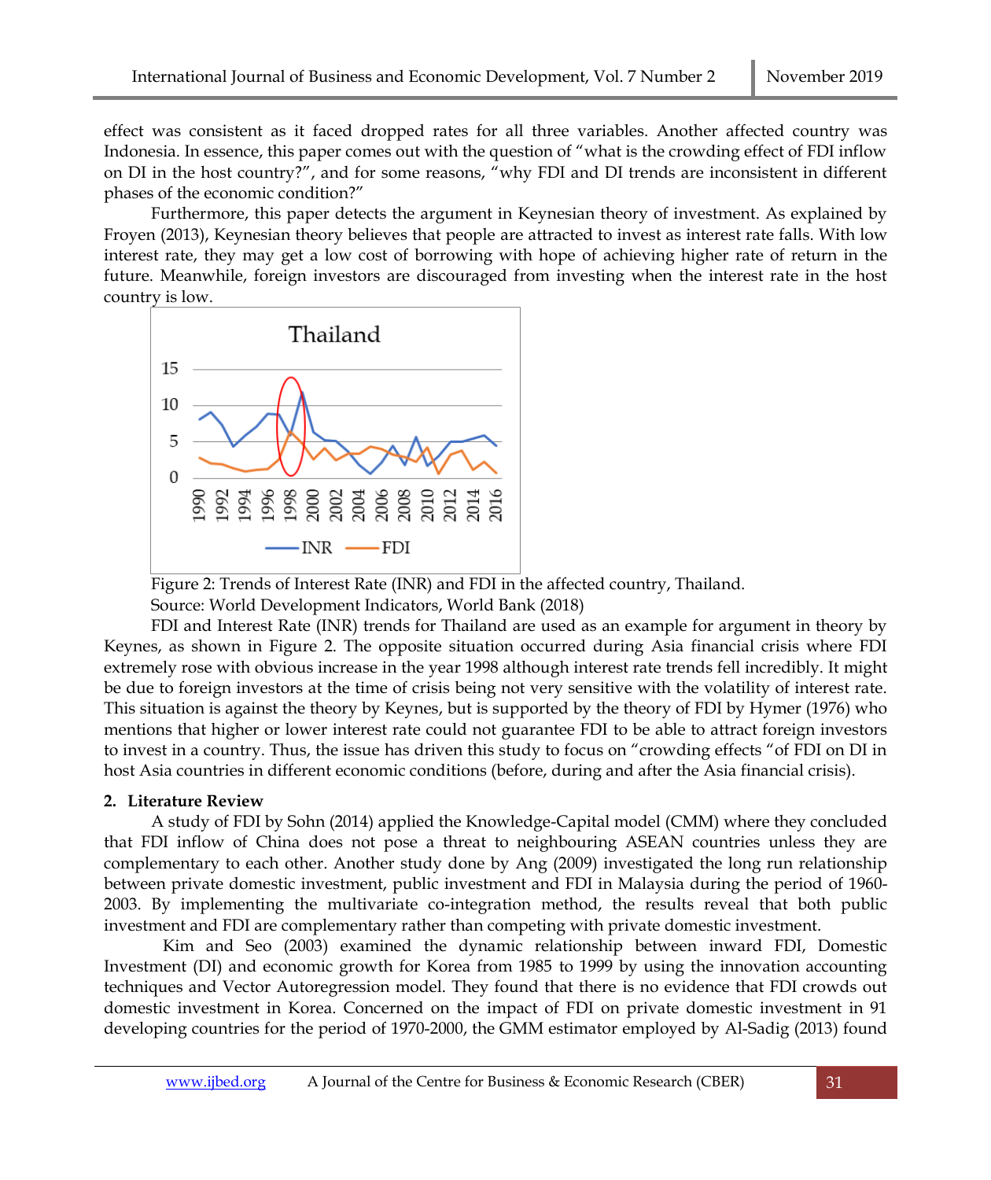effect was consistent as it faced dropped rates for all three variables. Another affected country was Indonesia. In essence, this paper comes out with the question of "what is the crowding effect of FDI inflow on DI in the host country?", and for some reasons, "why FDI and DI trends are inconsistent in different phases of the economic condition?"

Furthermore, this paper detects the argument in Keynesian theory of investment. As explained by Froyen (2013), Keynesian theory believes that people are attracted to invest as interest rate falls. With low interest rate, they may get a low cost of borrowing with hope of achieving higher rate of return in the future. Meanwhile, foreign investors are discouraged from investing when the interest rate in the host country is low.

Figure 2: Trends of Interest Rate (INR) and FDI in the affected country, Thailand.
Source: World Development Indicators, World Bank (2018)

FDI and Interest Rate (INR) trends for Thailand are used as an example for argument in theory by Keynes, as shown in Figure 2. The opposite situation occurred during Asia financial crisis where FDI extremely rose with obvious increase in the year 1998 although interest rate trends fell incredibly. It might be due to foreign investors at the time of crisis being not very sensitive with the volatility of interest rate. This situation is against the theory by Keynes, but is supported by the theory of FDI by Hymer (1976) who mentions that higher or lower interest rate could not guarantee FDI to be able to attract foreign investors to invest in a country. Thus, the issue has driven this study to focus on "crowding effects "of FDI on DI in host Asia countries in different economic conditions (before, during and after the Asia financial crisis).

## 2. Literature Review

A study of FDI by Sohn (2014) applied the Knowledge-Capital model (CMM) where they concluded that FDI inflow of China does not pose a threat to neighbouring ASEAN countries unless they are complementary to each other. Another study done by Ang (2009) investigated the long run relationship between private domestic investment, public investment and FDI in Malaysia during the period of 1960-2003. By implementing the multivariate co-integration method, the results reveal that both public investment and FDI are complementary rather than competing with private domestic investment.

Kim and Seo (2003) examined the dynamic relationship between inward FDI, Domestic Investment (DI) and economic growth for Korea from 1985 to 1999 by using the innovation accounting techniques and Vector Autoregression model. They found that there is no evidence that FDI crowds out domestic investment in Korea. Concerned on the impact of FDI on private domestic investment in 91 developing countries for the period of 1970-2000, the GMM estimator employed by Al-Sadig (2013) found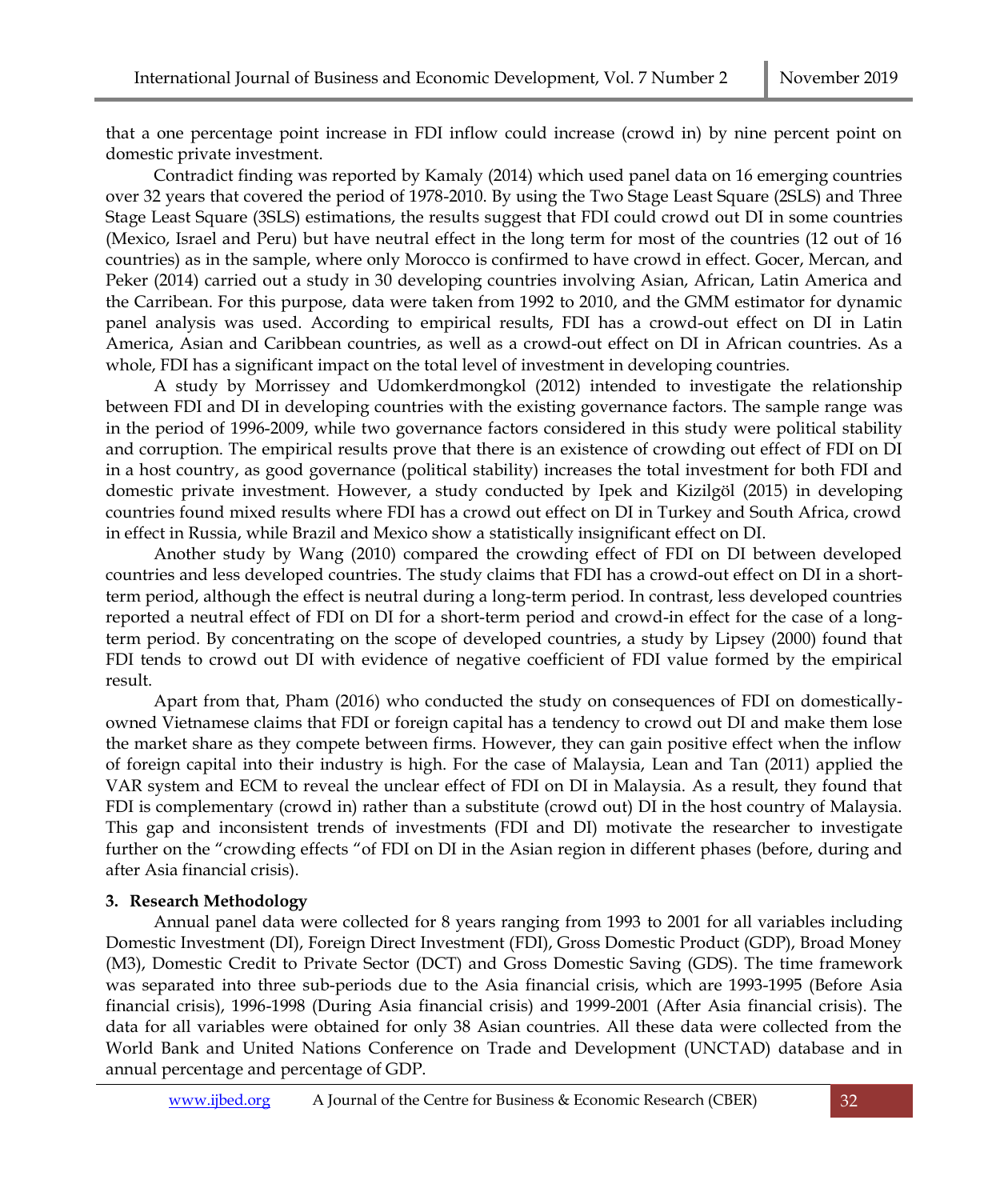that a one percentage point increase in FDI inflow could increase (crowd in) by nine percent point on domestic private investment.

Contradict finding was reported by Kamaly (2014) which used panel data on 16 emerging countries over 32 years that covered the period of 1978-2010. By using the Two Stage Least Square (2SLS) and Three Stage Least Square (3SLS) estimations, the results suggest that FDI could crowd out DI in some countries (Mexico, Israel and Peru) but have neutral effect in the long term for most of the countries (12 out of 16 countries) as in the sample, where only Morocco is confirmed to have crowd in effect. Gocer, Mercan, and Peker (2014) carried out a study in 30 developing countries involving Asian, African, Latin America and the Carribean. For this purpose, data were taken from 1992 to 2010, and the GMM estimator for dynamic panel analysis was used. According to empirical results, FDI has a crowd-out effect on DI in Latin America, Asian and Caribbean countries, as well as a crowd-out effect on DI in African countries. As a whole, FDI has a significant impact on the total level of investment in developing countries.

A study by Morrissey and Udomkerdmongkol (2012) intended to investigate the relationship between FDI and DI in developing countries with the existing governance factors. The sample range was in the period of 1996-2009, while two governance factors considered in this study were political stability and corruption. The empirical results prove that there is an existence of crowding out effect of FDI on DI in a host country, as good governance (political stability) increases the total investment for both FDI and domestic private investment. However, a study conducted by Ipek and Kizilgöl (2015) in developing countries found mixed results where FDI has a crowd out effect on DI in Turkey and South Africa, crowd in effect in Russia, while Brazil and Mexico show a statistically insignificant effect on DI.

Another study by Wang (2010) compared the crowding effect of FDI on DI between developed countries and less developed countries. The study claims that FDI has a crowd-out effect on DI in a short-term period, although the effect is neutral during a long-term period. In contrast, less developed countries reported a neutral effect of FDI on DI for a short-term period and crowd-in effect for the case of a long-term period. By concentrating on the scope of developed countries, a study by Lipsey (2000) found that FDI tends to crowd out DI with evidence of negative coefficient of FDI value formed by the empirical result.

Apart from that, Pham (2016) who conducted the study on consequences of FDI on domestically-owned Vietnamese claims that FDI or foreign capital has a tendency to crowd out DI and make them lose the market share as they compete between firms. However, they can gain positive effect when the inflow of foreign capital into their industry is high. For the case of Malaysia, Lean and Tan (2011) applied the VAR system and ECM to reveal the unclear effect of FDI on DI in Malaysia. As a result, they found that FDI is complementary (crowd in) rather than a substitute (crowd out) DI in the host country of Malaysia. This gap and inconsistent trends of investments (FDI and DI) motivate the researcher to investigate further on the "crowding effects "of FDI on DI in the Asian region in different phases (before, during and after Asia financial crisis).

## 3. Research Methodology

Annual panel data were collected for 8 years ranging from 1993 to 2001 for all variables including Domestic Investment (DI), Foreign Direct Investment (FDI), Gross Domestic Product (GDP), Broad Money (M3), Domestic Credit to Private Sector (DCT) and Gross Domestic Saving (GDS). The time framework was separated into three sub-periods due to the Asia financial crisis, which are 1993-1995 (Before Asia financial crisis), 1996-1998 (During Asia financial crisis) and 1999-2001 (After Asia financial crisis). The data for all variables were obtained for only 38 Asian countries. All these data were collected from the World Bank and United Nations Conference on Trade and Development (UNCTAD) database and in annual percentage and percentage of GDP.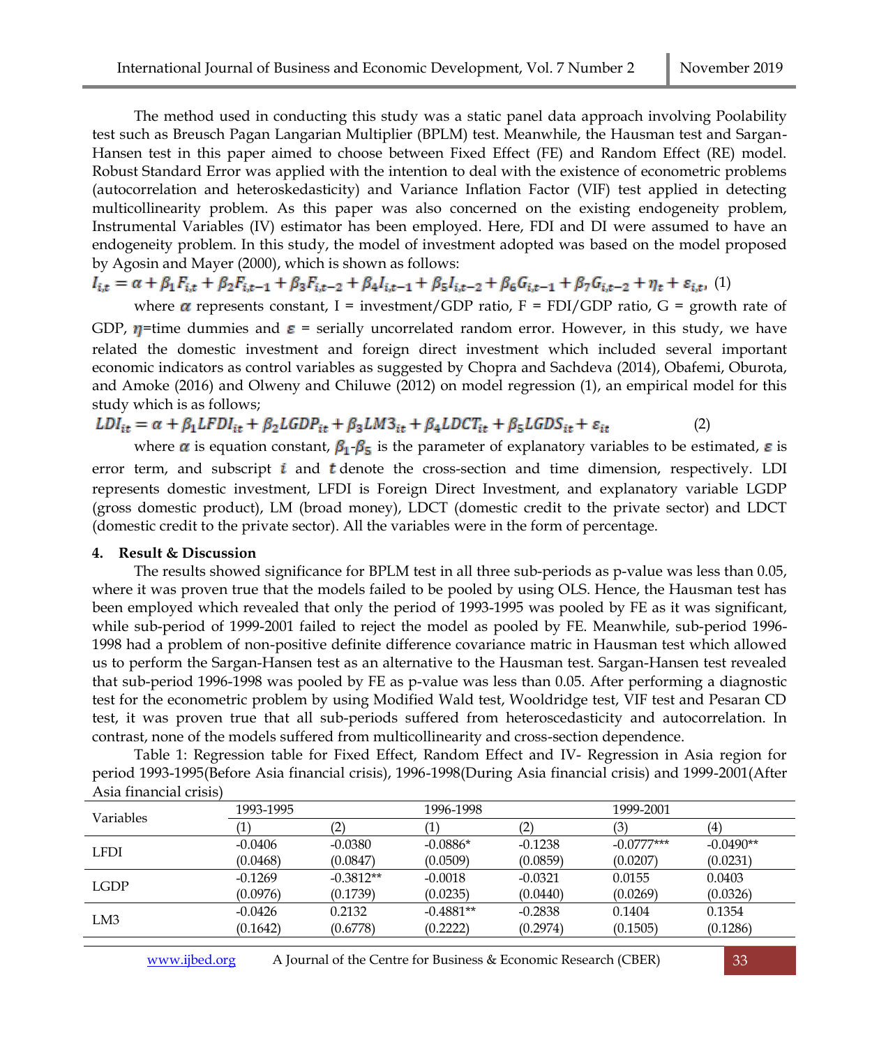The method used in conducting this study was a static panel data approach involving Poolability test such as Breusch Pagan Langarian Multiplier (BPLM) test. Meanwhile, the Hausman test and Sargan-Hansen test in this paper aimed to choose between Fixed Effect (FE) and Random Effect (RE) model. Robust Standard Error was applied with the intention to deal with the existence of econometric problems (autocorrelation and heteroskedasticity) and Variance Inflation Factor (VIF) test applied in detecting multicollinearity problem. As this paper was also concerned on the existing endogeneity problem, Instrumental Variables (IV) estimator has been employed. Here, FDI and DI were assumed to have an endogeneity problem. In this study, the model of investment adopted was based on the model proposed by Agosin and Mayer (2000), which is shown as follows:

$$I_{i,t} = \alpha + \beta_1 F_{i,t} + \beta_2 F_{i,t-1} + \beta_3 F_{i,t-2} + \beta_4 I_{i,t-1} + \beta_5 I_{i,t-2} + \beta_6 G_{i,t-1} + \beta_7 G_{i,t-2} + \eta_t + \varepsilon_{i,t}, \quad (1)$$

where $\alpha$ represents constant, I = investment/GDP ratio, F = FDI/GDP ratio, G = growth rate of GDP, $\eta$=time dummies and $\varepsilon$ = serially uncorrelated random error. However, in this study, we have related the domestic investment and foreign direct investment which included several important economic indicators as control variables as suggested by Chopra and Sachdeva (2014), Obafemi, Oburota, and Amoke (2016) and Olweny and Chiluwe (2012) on model regression (1), an empirical model for this study which is as follows;

$$LDI_{it} = \alpha + \beta_1 LFDI_{it} + \beta_2 LGDP_{it} + \beta_3 LM3_{it} + \beta_4 LDCT_{it} + \beta_5 LGDS_{it} + \varepsilon_{it} \quad (2)$$

where $\alpha$ is equation constant, $\beta_1$-$\beta_5$ is the parameter of explanatory variables to be estimated, $\varepsilon$ is error term, and subscript $i$ and $t$ denote the cross-section and time dimension, respectively. LDI represents domestic investment, LFDI is Foreign Direct Investment, and explanatory variable LGDP (gross domestic product), LM (broad money), LDCT (domestic credit to the private sector) and LDCT (domestic credit to the private sector). All the variables were in the form of percentage.

## 4. Result & Discussion

The results showed significance for BPLM test in all three sub-periods as p-value was less than 0.05, where it was proven true that the models failed to be pooled by using OLS. Hence, the Hausman test has been employed which revealed that only the period of 1993-1995 was pooled by FE as it was significant, while sub-period of 1999-2001 failed to reject the model as pooled by FE. Meanwhile, sub-period 1996-1998 had a problem of non-positive definite difference covariance matric in Hausman test which allowed us to perform the Sargan-Hansen test as an alternative to the Hausman test. Sargan-Hansen test revealed that sub-period 1996-1998 was pooled by FE as p-value was less than 0.05. After performing a diagnostic test for the econometric problem by using Modified Wald test, Wooldridge test, VIF test and Pesaran CD test, it was proven true that all sub-periods suffered from heteroscedasticity and autocorrelation. In contrast, none of the models suffered from multicollinearity and cross-section dependence.

Table 1: Regression table for Fixed Effect, Random Effect and IV- Regression in Asia region for period 1993-1995(Before Asia financial crisis), 1996-1998(During Asia financial crisis) and 1999-2001(After Asia financial crisis)

| Variables | 1993-1995 | | 1996-1998 | | 1999-2001 | |
|---|---|---|---|---|---|---|
| | (1) | (2) | (1) | (2) | (3) | (4) |
| LFDI | -0.0406 | -0.0380 | -0.0886* | -0.1238 | -0.0777*** | -0.0490** |
| | (0.0468) | (0.0847) | (0.0509) | (0.0859) | (0.0207) | (0.0231) |
| LGDP | -0.1269 | -0.3812** | -0.0018 | -0.0321 | 0.0155 | 0.0403 |
| | (0.0976) | (0.1739) | (0.0235) | (0.0440) | (0.0269) | (0.0326) |
| LM3 | -0.0426 | 0.2132 | -0.4881** | -0.2838 | 0.1404 | 0.1354 |
| | (0.1642) | (0.6778) | (0.2222) | (0.2974) | (0.1505) | (0.1286) |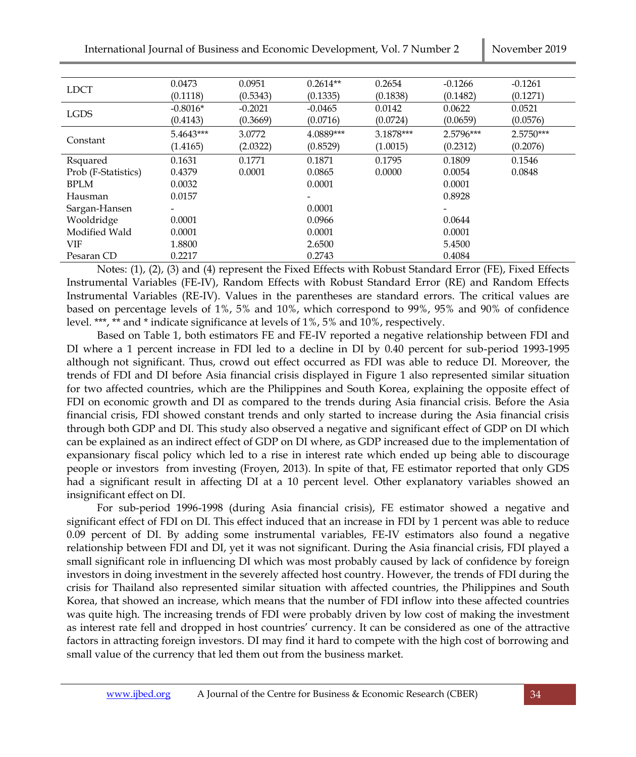| | | | | | | |
|---|---|---|---|---|---|---|
| LDCT | 0.0473 | 0.0951 | 0.2614** | 0.2654 | -0.1266 | -0.1261 |
| | (0.1118) | (0.5343) | (0.1335) | (0.1838) | (0.1482) | (0.1271) |
| LGDS | -0.8016* | -0.2021 | -0.0465 | 0.0142 | 0.0622 | 0.0521 |
| | (0.4143) | (0.3669) | (0.0716) | (0.0724) | (0.0659) | (0.0576) |
| Constant | 5.4643*** | 3.0772 | 4.0889*** | 3.1878*** | 2.5796*** | 2.5750*** |
| | (1.4165) | (2.0322) | (0.8529) | (1.0015) | (0.2312) | (0.2076) |
| Rsquared | 0.1631 | 0.1771 | 0.1871 | 0.1795 | 0.1809 | 0.1546 |
| Prob (F-Statistics) | 0.4379 | 0.0001 | 0.0865 | 0.0000 | 0.0054 | 0.0848 |
| BPLM | 0.0032 | | 0.0001 | | 0.0001 | |
| Hausman | 0.0157 | | - | | 0.8928 | |
| Sargan-Hansen | - | | 0.0001 | | - | |
| Wooldridge | 0.0001 | | 0.0966 | | 0.0644 | |
| Modified Wald | 0.0001 | | 0.0001 | | 0.0001 | |
| VIF | 1.8800 | | 2.6500 | | 5.4500 | |
| Pesaran CD | 0.2217 | | 0.2743 | | 0.4084 | |

Notes: (1), (2), (3) and (4) represent the Fixed Effects with Robust Standard Error (FE), Fixed Effects Instrumental Variables (FE-IV), Random Effects with Robust Standard Error (RE) and Random Effects Instrumental Variables (RE-IV). Values in the parentheses are standard errors. The critical values are based on percentage levels of 1%, 5% and 10%, which correspond to 99%, 95% and 90% of confidence level. ***, ** and * indicate significance at levels of 1%, 5% and 10%, respectively.

Based on Table 1, both estimators FE and FE-IV reported a negative relationship between FDI and DI where a 1 percent increase in FDI led to a decline in DI by 0.40 percent for sub-period 1993-1995 although not significant. Thus, crowd out effect occurred as FDI was able to reduce DI. Moreover, the trends of FDI and DI before Asia financial crisis displayed in Figure 1 also represented similar situation for two affected countries, which are the Philippines and South Korea, explaining the opposite effect of FDI on economic growth and DI as compared to the trends during Asia financial crisis. Before the Asia financial crisis, FDI showed constant trends and only started to increase during the Asia financial crisis through both GDP and DI. This study also observed a negative and significant effect of GDP on DI which can be explained as an indirect effect of GDP on DI where, as GDP increased due to the implementation of expansionary fiscal policy which led to a rise in interest rate which ended up being able to discourage people or investors from investing (Froyen, 2013). In spite of that, FE estimator reported that only GDS had a significant result in affecting DI at a 10 percent level. Other explanatory variables showed an insignificant effect on DI.

For sub-period 1996-1998 (during Asia financial crisis), FE estimator showed a negative and significant effect of FDI on DI. This effect induced that an increase in FDI by 1 percent was able to reduce 0.09 percent of DI. By adding some instrumental variables, FE-IV estimators also found a negative relationship between FDI and DI, yet it was not significant. During the Asia financial crisis, FDI played a small significant role in influencing DI which was most probably caused by lack of confidence by foreign investors in doing investment in the severely affected host country. However, the trends of FDI during the crisis for Thailand also represented similar situation with affected countries, the Philippines and South Korea, that showed an increase, which means that the number of FDI inflow into these affected countries was quite high. The increasing trends of FDI were probably driven by low cost of making the investment as interest rate fell and dropped in host countries' currency. It can be considered as one of the attractive factors in attracting foreign investors. DI may find it hard to compete with the high cost of borrowing and small value of the currency that led them out from the business market.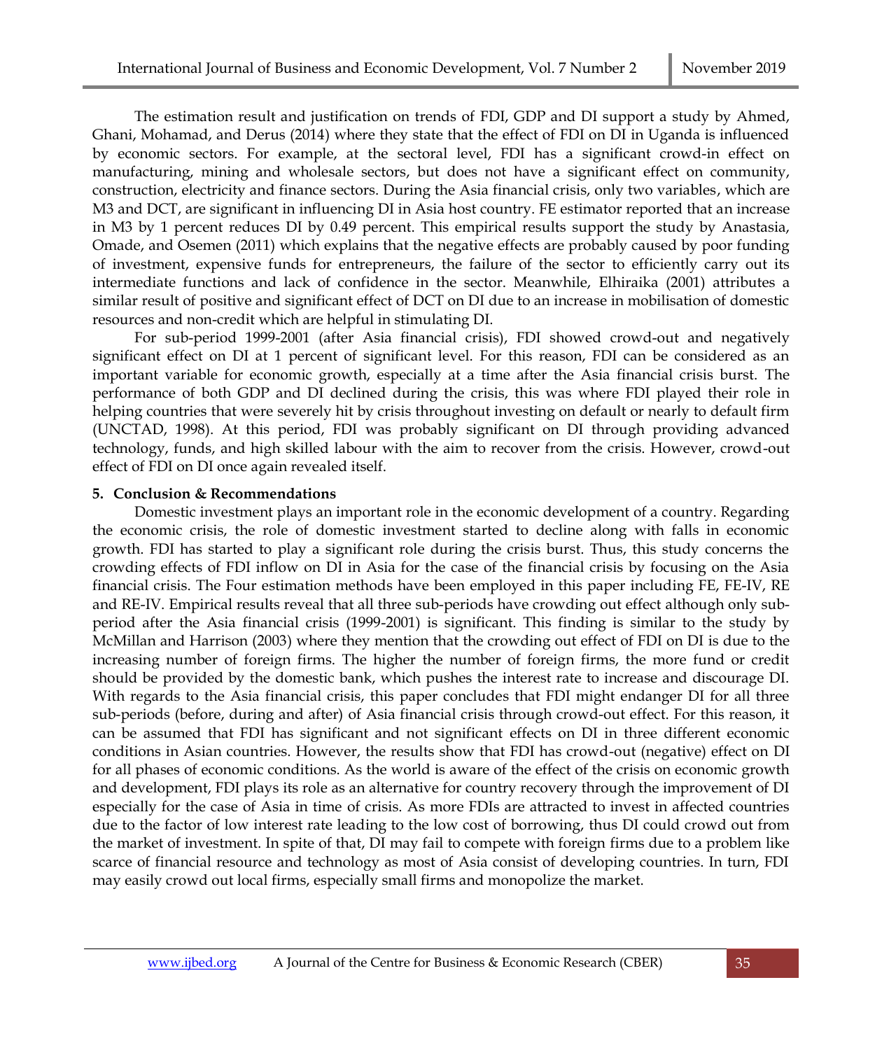The estimation result and justification on trends of FDI, GDP and DI support a study by Ahmed, Ghani, Mohamad, and Derus (2014) where they state that the effect of FDI on DI in Uganda is influenced by economic sectors. For example, at the sectoral level, FDI has a significant crowd-in effect on manufacturing, mining and wholesale sectors, but does not have a significant effect on community, construction, electricity and finance sectors. During the Asia financial crisis, only two variables, which are M3 and DCT, are significant in influencing DI in Asia host country. FE estimator reported that an increase in M3 by 1 percent reduces DI by 0.49 percent. This empirical results support the study by Anastasia, Omade, and Osemen (2011) which explains that the negative effects are probably caused by poor funding of investment, expensive funds for entrepreneurs, the failure of the sector to efficiently carry out its intermediate functions and lack of confidence in the sector. Meanwhile, Elhiraika (2001) attributes a similar result of positive and significant effect of DCT on DI due to an increase in mobilisation of domestic resources and non-credit which are helpful in stimulating DI.

For sub-period 1999-2001 (after Asia financial crisis), FDI showed crowd-out and negatively significant effect on DI at 1 percent of significant level. For this reason, FDI can be considered as an important variable for economic growth, especially at a time after the Asia financial crisis burst. The performance of both GDP and DI declined during the crisis, this was where FDI played their role in helping countries that were severely hit by crisis throughout investing on default or nearly to default firm (UNCTAD, 1998). At this period, FDI was probably significant on DI through providing advanced technology, funds, and high skilled labour with the aim to recover from the crisis. However, crowd-out effect of FDI on DI once again revealed itself.

## 5. Conclusion & Recommendations

Domestic investment plays an important role in the economic development of a country. Regarding the economic crisis, the role of domestic investment started to decline along with falls in economic growth. FDI has started to play a significant role during the crisis burst. Thus, this study concerns the crowding effects of FDI inflow on DI in Asia for the case of the financial crisis by focusing on the Asia financial crisis. The Four estimation methods have been employed in this paper including FE, FE-IV, RE and RE-IV. Empirical results reveal that all three sub-periods have crowding out effect although only sub-period after the Asia financial crisis (1999-2001) is significant. This finding is similar to the study by McMillan and Harrison (2003) where they mention that the crowding out effect of FDI on DI is due to the increasing number of foreign firms. The higher the number of foreign firms, the more fund or credit should be provided by the domestic bank, which pushes the interest rate to increase and discourage DI. With regards to the Asia financial crisis, this paper concludes that FDI might endanger DI for all three sub-periods (before, during and after) of Asia financial crisis through crowd-out effect. For this reason, it can be assumed that FDI has significant and not significant effects on DI in three different economic conditions in Asian countries. However, the results show that FDI has crowd-out (negative) effect on DI for all phases of economic conditions. As the world is aware of the effect of the crisis on economic growth and development, FDI plays its role as an alternative for country recovery through the improvement of DI especially for the case of Asia in time of crisis. As more FDIs are attracted to invest in affected countries due to the factor of low interest rate leading to the low cost of borrowing, thus DI could crowd out from the market of investment. In spite of that, DI may fail to compete with foreign firms due to a problem like scarce of financial resource and technology as most of Asia consist of developing countries. In turn, FDI may easily crowd out local firms, especially small firms and monopolize the market.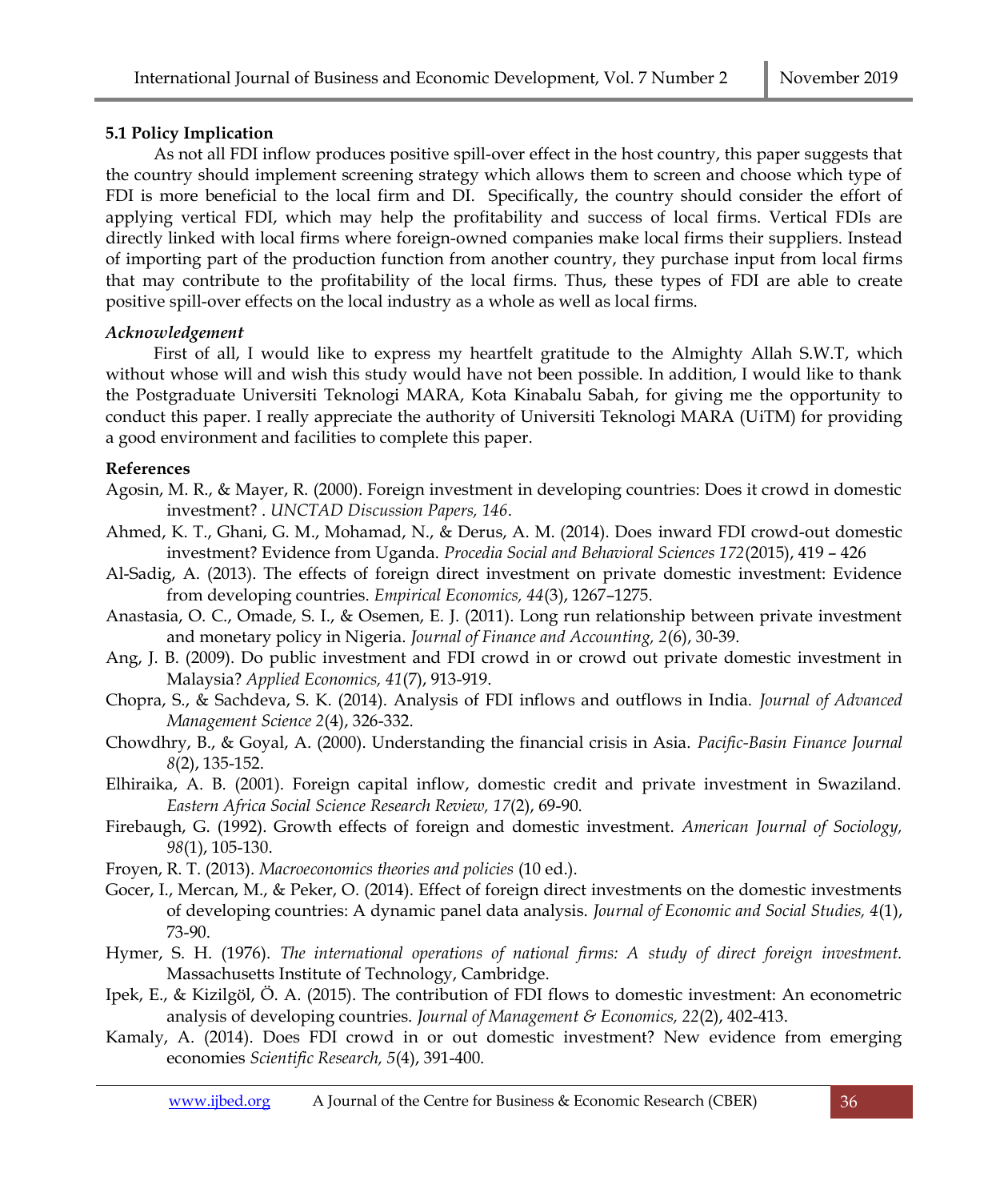### 5.1 Policy Implication

As not all FDI inflow produces positive spill-over effect in the host country, this paper suggests that the country should implement screening strategy which allows them to screen and choose which type of FDI is more beneficial to the local firm and DI. Specifically, the country should consider the effort of applying vertical FDI, which may help the profitability and success of local firms. Vertical FDIs are directly linked with local firms where foreign-owned companies make local firms their suppliers. Instead of importing part of the production function from another country, they purchase input from local firms that may contribute to the profitability of the local firms. Thus, these types of FDI are able to create positive spill-over effects on the local industry as a whole as well as local firms.

***Acknowledgement***

First of all, I would like to express my heartfelt gratitude to the Almighty Allah S.W.T, which without whose will and wish this study would have not been possible. In addition, I would like to thank the Postgraduate Universiti Teknologi MARA, Kota Kinabalu Sabah, for giving me the opportunity to conduct this paper. I really appreciate the authority of Universiti Teknologi MARA (UiTM) for providing a good environment and facilities to complete this paper.

**References**

Agosin, M. R., & Mayer, R. (2000). Foreign investment in developing countries: Does it crowd in domestic investment? . *UNCTAD Discussion Papers, 146*.

Ahmed, K. T., Ghani, G. M., Mohamad, N., & Derus, A. M. (2014). Does inward FDI crowd-out domestic investment? Evidence from Uganda. *Procedia Social and Behavioral Sciences 172*(2015), 419 – 426

Al-Sadig, A. (2013). The effects of foreign direct investment on private domestic investment: Evidence from developing countries. *Empirical Economics, 44*(3), 1267–1275.

Anastasia, O. C., Omade, S. I., & Osemen, E. J. (2011). Long run relationship between private investment and monetary policy in Nigeria. *Journal of Finance and Accounting, 2*(6), 30-39.

Ang, J. B. (2009). Do public investment and FDI crowd in or crowd out private domestic investment in Malaysia? *Applied Economics, 41*(7), 913-919.

Chopra, S., & Sachdeva, S. K. (2014). Analysis of FDI inflows and outflows in India. *Journal of Advanced Management Science 2*(4), 326-332.

Chowdhry, B., & Goyal, A. (2000). Understanding the financial crisis in Asia. *Pacific-Basin Finance Journal 8*(2), 135-152.

Elhiraika, A. B. (2001). Foreign capital inflow, domestic credit and private investment in Swaziland. *Eastern Africa Social Science Research Review, 17*(2), 69-90.

Firebaugh, G. (1992). Growth effects of foreign and domestic investment. *American Journal of Sociology, 98*(1), 105-130.

Froyen, R. T. (2013). *Macroeconomics theories and policies* (10 ed.).

Gocer, I., Mercan, M., & Peker, O. (2014). Effect of foreign direct investments on the domestic investments of developing countries: A dynamic panel data analysis. *Journal of Economic and Social Studies, 4*(1), 73-90.

Hymer, S. H. (1976). *The international operations of national firms: A study of direct foreign investment.* Massachusetts Institute of Technology, Cambridge.

Ipek, E., & Kizilgöl, Ö. A. (2015). The contribution of FDI flows to domestic investment: An econometric analysis of developing countries. *Journal of Management & Economics, 22*(2), 402-413.

Kamaly, A. (2014). Does FDI crowd in or out domestic investment? New evidence from emerging economies *Scientific Research, 5*(4), 391-400.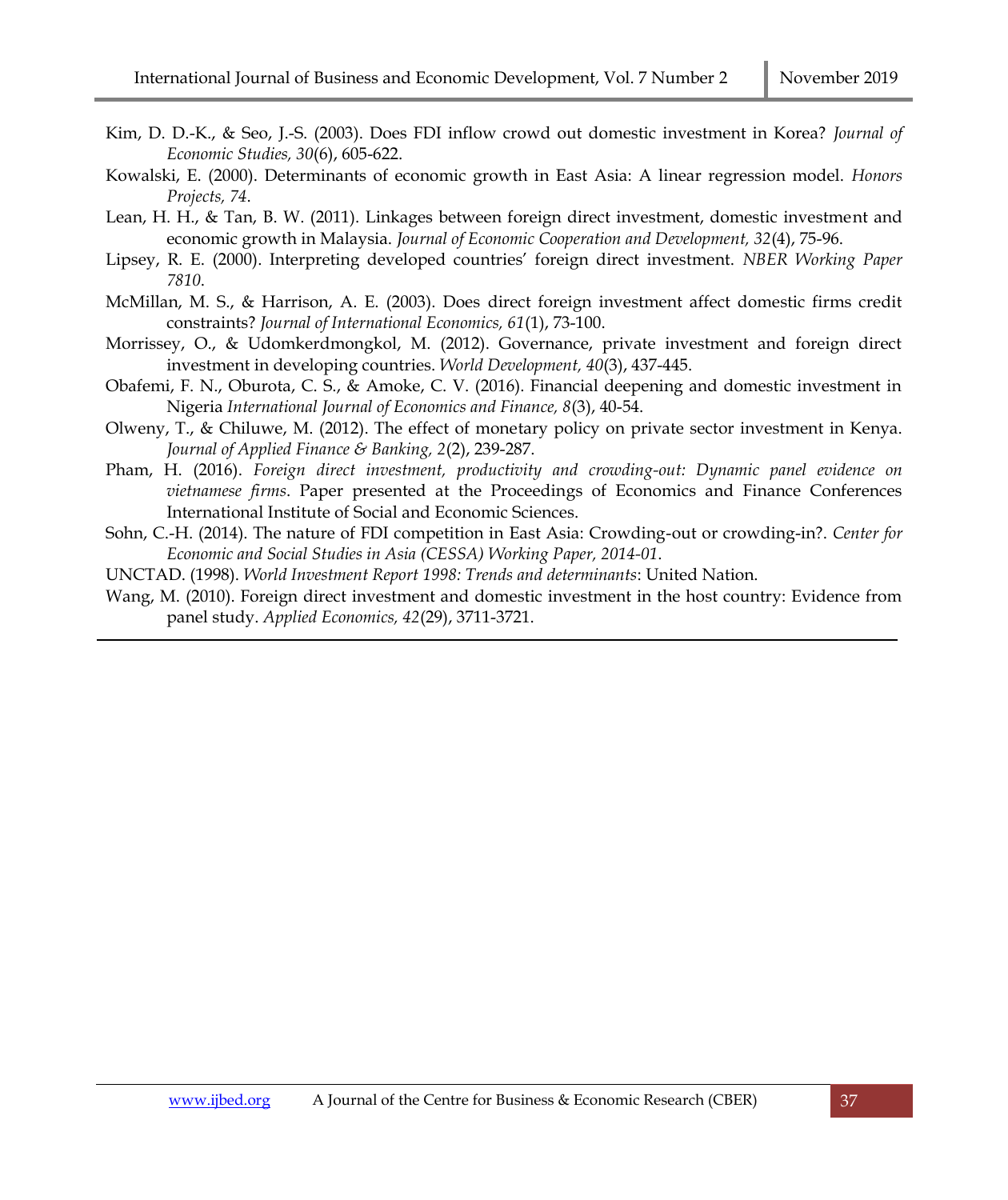Kim, D. D.-K., & Seo, J.-S. (2003). Does FDI inflow crowd out domestic investment in Korea? *Journal of Economic Studies, 30*(6), 605-622.

Kowalski, E. (2000). Determinants of economic growth in East Asia: A linear regression model. *Honors Projects, 74*.

Lean, H. H., & Tan, B. W. (2011). Linkages between foreign direct investment, domestic investment and economic growth in Malaysia. *Journal of Economic Cooperation and Development, 32*(4), 75-96.

Lipsey, R. E. (2000). Interpreting developed countries' foreign direct investment. *NBER Working Paper 7810*.

McMillan, M. S., & Harrison, A. E. (2003). Does direct foreign investment affect domestic firms credit constraints? *Journal of International Economics, 61*(1), 73-100.

Morrissey, O., & Udomkerdmongkol, M. (2012). Governance, private investment and foreign direct investment in developing countries. *World Development, 40*(3), 437-445.

Obafemi, F. N., Oburota, C. S., & Amoke, C. V. (2016). Financial deepening and domestic investment in Nigeria *International Journal of Economics and Finance, 8*(3), 40-54.

Olweny, T., & Chiluwe, M. (2012). The effect of monetary policy on private sector investment in Kenya. *Journal of Applied Finance & Banking, 2*(2), 239-287.

Pham, H. (2016). *Foreign direct investment, productivity and crowding-out: Dynamic panel evidence on vietnamese firms*. Paper presented at the Proceedings of Economics and Finance Conferences International Institute of Social and Economic Sciences.

Sohn, C.-H. (2014). The nature of FDI competition in East Asia: Crowding-out or crowding-in?. *Center for Economic and Social Studies in Asia (CESSA) Working Paper, 2014-01*.

UNCTAD. (1998). *World Investment Report 1998: Trends and determinants*: United Nation.

Wang, M. (2010). Foreign direct investment and domestic investment in the host country: Evidence from panel study. *Applied Economics, 42*(29), 3711-3721.